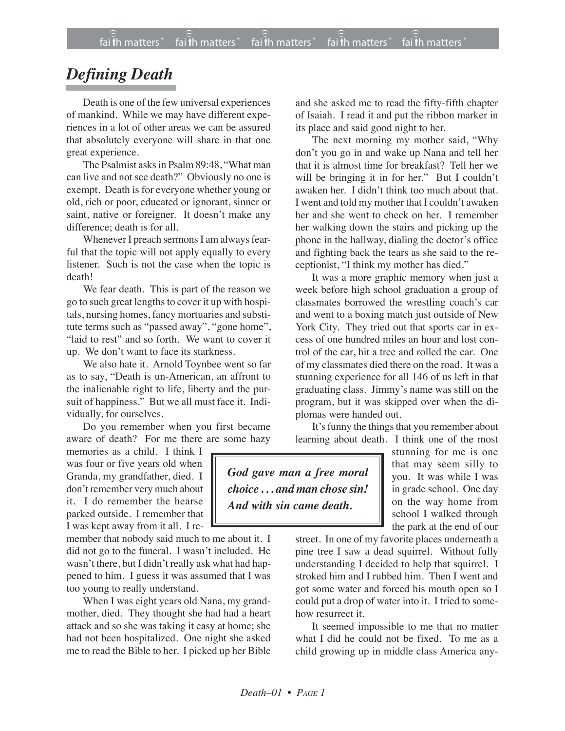# *Defining Death*

Death is one of the few universal experiences of mankind. While we may have different experiences in a lot of other areas we can be assured that absolutely everyone will share in that one great experience.

The Psalmist asks in Psalm 89:48, "What man can live and not see death?" Obviously no one is exempt. Death is for everyone whether young or old, rich or poor, educated or ignorant, sinner or saint, native or foreigner. It doesn't make any difference; death is for all.

Whenever I preach sermons I am always fearful that the topic will not apply equally to every listener. Such is not the case when the topic is death!

We fear death. This is part of the reason we go to such great lengths to cover it up with hospitals, nursing homes, fancy mortuaries and substitute terms such as "passed away", "gone home", "laid to rest" and so forth. We want to cover it up. We don't want to face its starkness.

We also hate it. Arnold Toynbee went so far as to say, "Death is un-American, an affront to the inalienable right to life, liberty and the pursuit of happiness." But we all must face it. Individually, for ourselves.

Do you remember when you first became aware of death? For me there are some hazy memories as a child. I think I was four or five years old when Granda, my grandfather, died. I don't remember very much about it. I do remember the hearse parked outside. I remember that I was kept away from it all. I remember that nobody said much to me about it. I did not go to the funeral. I wasn't included. He wasn't there, but I didn't really ask what had happened to him. I guess it was assumed that I was too young to really understand.

When I was eight years old Nana, my grandmother, died. They thought she had had a heart attack and so she was taking it easy at home; she had not been hospitalized. One night she asked me to read the Bible to her. I picked up her Bible and she asked me to read the fifty-fifth chapter of Isaiah. I read it and put the ribbon marker in its place and said good night to her.

The next morning my mother said, "Why don't you go in and wake up Nana and tell her that it is almost time for breakfast? Tell her we will be bringing it in for her." But I couldn't awaken her. I didn't think too much about that. I went and told my mother that I couldn't awaken her and she went to check on her. I remember her walking down the stairs and picking up the phone in the hallway, dialing the doctor's office and fighting back the tears as she said to the receptionist, "I think my mother has died."

It was a more graphic memory when just a week before high school graduation a group of classmates borrowed the wrestling coach's car and went to a boxing match just outside of New York City. They tried out that sports car in excess of one hundred miles an hour and lost control of the car, hit a tree and rolled the car. One of my classmates died there on the road. It was a stunning experience for all 146 of us left in that graduating class. Jimmy's name was still on the program, but it was skipped over when the diplomas were handed out.

It's funny the things that you remember about learning about death. I think one of the most stunning for me is one that may seem silly to you. It was while I was in grade school. One day on the way home from school I walked through the park at the end of our street. In one of my favorite places underneath a pine tree I saw a dead squirrel. Without fully understanding I decided to help that squirrel. I stroked him and I rubbed him. Then I went and got some water and forced his mouth open so I could put a drop of water into it. I tried to somehow resurrect it.

> ***God gave man a free moral choice . . . and man chose sin! And with sin came death.***

It seemed impossible to me that no matter what I did he could not be fixed. To me as a child growing up in middle class America any-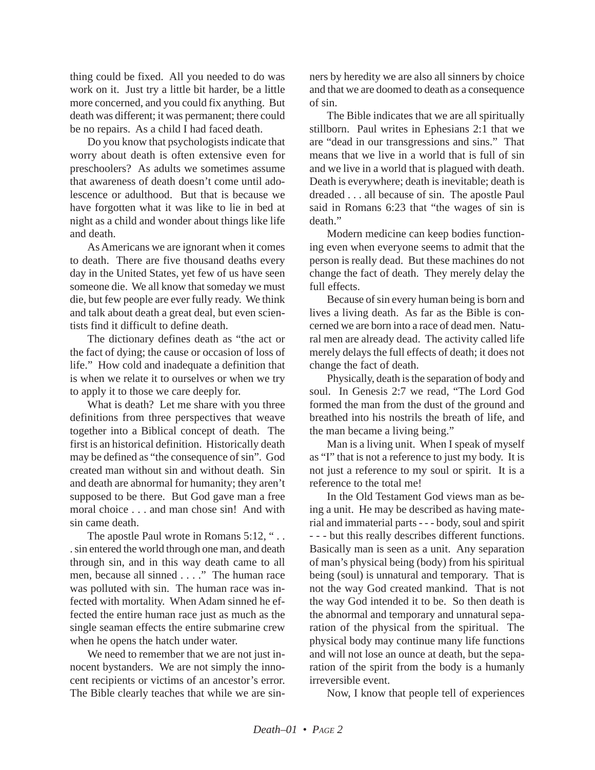thing could be fixed. All you needed to do was work on it. Just try a little bit harder, be a little more concerned, and you could fix anything. But death was different; it was permanent; there could be no repairs. As a child I had faced death.

Do you know that psychologists indicate that worry about death is often extensive even for preschoolers? As adults we sometimes assume that awareness of death doesn't come until adolescence or adulthood. But that is because we have forgotten what it was like to lie in bed at night as a child and wonder about things like life and death.

As Americans we are ignorant when it comes to death. There are five thousand deaths every day in the United States, yet few of us have seen someone die. We all know that someday we must die, but few people are ever fully ready. We think and talk about death a great deal, but even scientists find it difficult to define death.

The dictionary defines death as "the act or the fact of dying; the cause or occasion of loss of life." How cold and inadequate a definition that is when we relate it to ourselves or when we try to apply it to those we care deeply for.

What is death? Let me share with you three definitions from three perspectives that weave together into a Biblical concept of death. The first is an historical definition. Historically death may be defined as "the consequence of sin". God created man without sin and without death. Sin and death are abnormal for humanity; they aren't supposed to be there. But God gave man a free moral choice . . . and man chose sin! And with sin came death.

The apostle Paul wrote in Romans 5:12, " . . . sin entered the world through one man, and death through sin, and in this way death came to all men, because all sinned . . . ." The human race was polluted with sin. The human race was infected with mortality. When Adam sinned he effected the entire human race just as much as the single seaman effects the entire submarine crew when he opens the hatch under water.

We need to remember that we are not just innocent bystanders. We are not simply the innocent recipients or victims of an ancestor's error. The Bible clearly teaches that while we are sinners by heredity we are also all sinners by choice and that we are doomed to death as a consequence of sin.

The Bible indicates that we are all spiritually stillborn. Paul writes in Ephesians 2:1 that we are "dead in our transgressions and sins." That means that we live in a world that is full of sin and we live in a world that is plagued with death. Death is everywhere; death is inevitable; death is dreaded . . . all because of sin. The apostle Paul said in Romans 6:23 that "the wages of sin is death."

Modern medicine can keep bodies functioning even when everyone seems to admit that the person is really dead. But these machines do not change the fact of death. They merely delay the full effects.

Because of sin every human being is born and lives a living death. As far as the Bible is concerned we are born into a race of dead men. Natural men are already dead. The activity called life merely delays the full effects of death; it does not change the fact of death.

Physically, death is the separation of body and soul. In Genesis 2:7 we read, "The Lord God formed the man from the dust of the ground and breathed into his nostrils the breath of life, and the man became a living being."

Man is a living unit. When I speak of myself as "I" that is not a reference to just my body. It is not just a reference to my soul or spirit. It is a reference to the total me!

In the Old Testament God views man as being a unit. He may be described as having material and immaterial parts - - - body, soul and spirit - - - but this really describes different functions. Basically man is seen as a unit. Any separation of man's physical being (body) from his spiritual being (soul) is unnatural and temporary. That is not the way God created mankind. That is not the way God intended it to be. So then death is the abnormal and temporary and unnatural separation of the physical from the spiritual. The physical body may continue many life functions and will not lose an ounce at death, but the separation of the spirit from the body is a humanly irreversible event.

Now, I know that people tell of experiences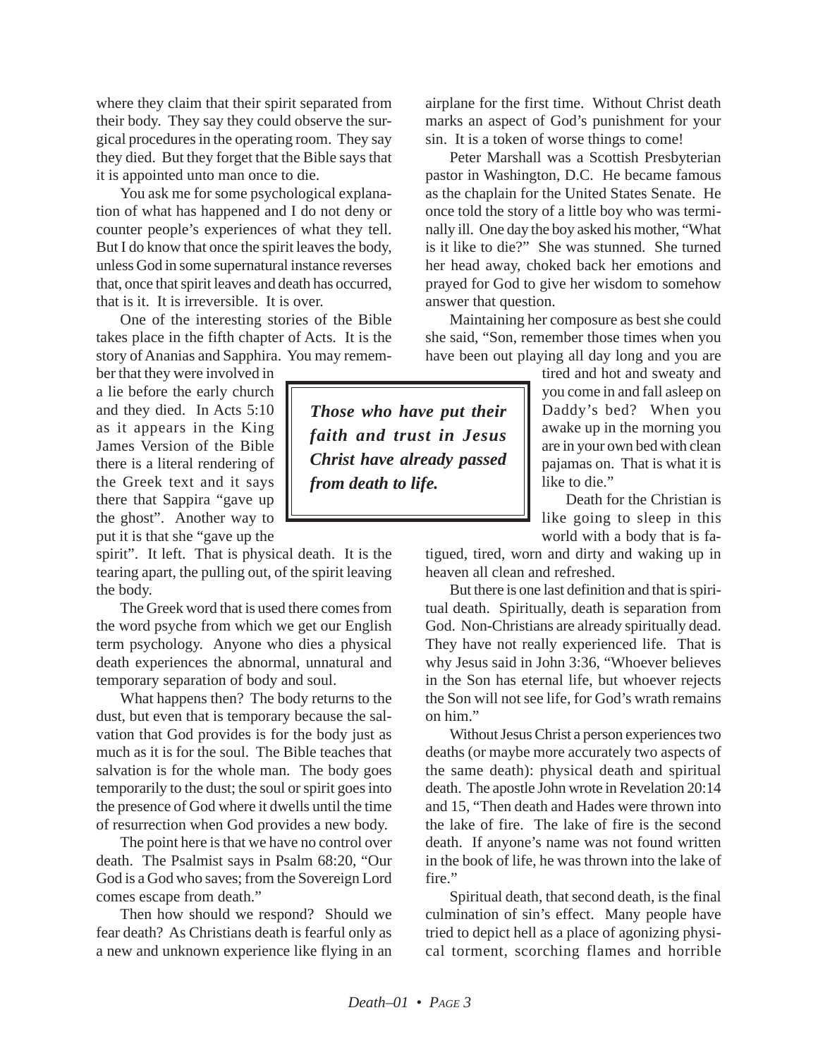where they claim that their spirit separated from their body. They say they could observe the surgical procedures in the operating room. They say they died. But they forget that the Bible says that it is appointed unto man once to die.

You ask me for some psychological explanation of what has happened and I do not deny or counter people's experiences of what they tell. But I do know that once the spirit leaves the body, unless God in some supernatural instance reverses that, once that spirit leaves and death has occurred, that is it. It is irreversible. It is over.

One of the interesting stories of the Bible takes place in the fifth chapter of Acts. It is the story of Ananias and Sapphira. You may remember that they were involved in a lie before the early church and they died. In Acts 5:10 as it appears in the King James Version of the Bible there is a literal rendering of the Greek text and it says there that Sappira "gave up the ghost". Another way to put it is that she "gave up the spirit". It left. That is physical death. It is the tearing apart, the pulling out, of the spirit leaving the body.

> ***Those who have put their faith and trust in Jesus Christ have already passed from death to life.***

The Greek word that is used there comes from the word psyche from which we get our English term psychology. Anyone who dies a physical death experiences the abnormal, unnatural and temporary separation of body and soul.

What happens then? The body returns to the dust, but even that is temporary because the salvation that God provides is for the body just as much as it is for the soul. The Bible teaches that salvation is for the whole man. The body goes temporarily to the dust; the soul or spirit goes into the presence of God where it dwells until the time of resurrection when God provides a new body.

The point here is that we have no control over death. The Psalmist says in Psalm 68:20, "Our God is a God who saves; from the Sovereign Lord comes escape from death."

Then how should we respond? Should we fear death? As Christians death is fearful only as a new and unknown experience like flying in an airplane for the first time. Without Christ death marks an aspect of God's punishment for your sin. It is a token of worse things to come!

Peter Marshall was a Scottish Presbyterian pastor in Washington, D.C. He became famous as the chaplain for the United States Senate. He once told the story of a little boy who was terminally ill. One day the boy asked his mother, "What is it like to die?" She was stunned. She turned her head away, choked back her emotions and prayed for God to give her wisdom to somehow answer that question.

Maintaining her composure as best she could she said, "Son, remember those times when you have been out playing all day long and you are tired and hot and sweaty and you come in and fall asleep on Daddy's bed? When you awake up in the morning you are in your own bed with clean pajamas on. That is what it is like to die."

Death for the Christian is like going to sleep in this world with a body that is fatigued, tired, worn and dirty and waking up in heaven all clean and refreshed.

But there is one last definition and that is spiritual death. Spiritually, death is separation from God. Non-Christians are already spiritually dead. They have not really experienced life. That is why Jesus said in John 3:36, "Whoever believes in the Son has eternal life, but whoever rejects the Son will not see life, for God's wrath remains on him."

Without Jesus Christ a person experiences two deaths (or maybe more accurately two aspects of the same death): physical death and spiritual death. The apostle John wrote in Revelation 20:14 and 15, "Then death and Hades were thrown into the lake of fire. The lake of fire is the second death. If anyone's name was not found written in the book of life, he was thrown into the lake of fire."

Spiritual death, that second death, is the final culmination of sin's effect. Many people have tried to depict hell as a place of agonizing physical torment, scorching flames and horrible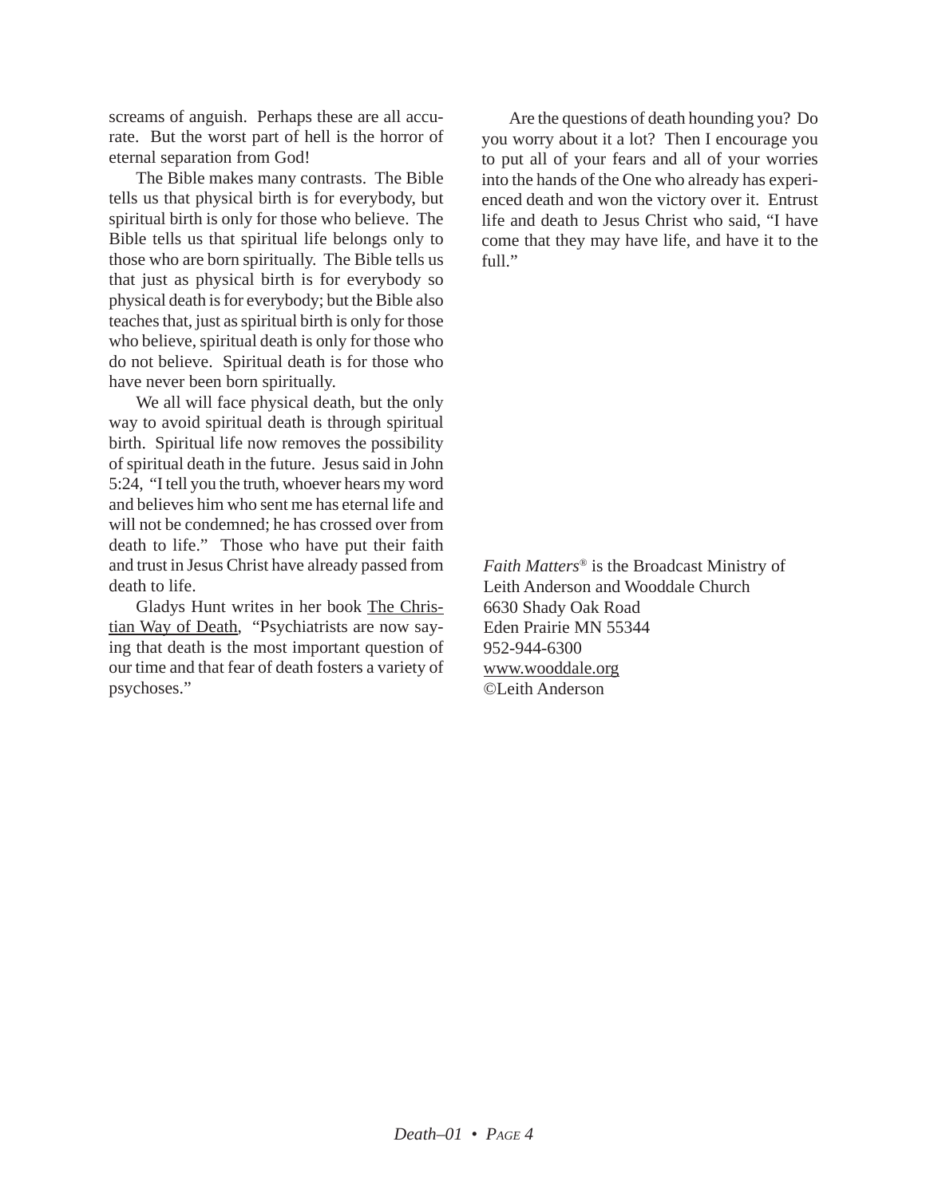screams of anguish. Perhaps these are all accurate. But the worst part of hell is the horror of eternal separation from God!

The Bible makes many contrasts. The Bible tells us that physical birth is for everybody, but spiritual birth is only for those who believe. The Bible tells us that spiritual life belongs only to those who are born spiritually. The Bible tells us that just as physical birth is for everybody so physical death is for everybody; but the Bible also teaches that, just as spiritual birth is only for those who believe, spiritual death is only for those who do not believe. Spiritual death is for those who have never been born spiritually.

We all will face physical death, but the only way to avoid spiritual death is through spiritual birth. Spiritual life now removes the possibility of spiritual death in the future. Jesus said in John 5:24, "I tell you the truth, whoever hears my word and believes him who sent me has eternal life and will not be condemned; he has crossed over from death to life." Those who have put their faith and trust in Jesus Christ have already passed from death to life.

Gladys Hunt writes in her book The Christian Way of Death, "Psychiatrists are now saying that death is the most important question of our time and that fear of death fosters a variety of psychoses."

Are the questions of death hounding you? Do you worry about it a lot? Then I encourage you to put all of your fears and all of your worries into the hands of the One who already has experienced death and won the victory over it. Entrust life and death to Jesus Christ who said, "I have come that they may have life, and have it to the full."

*Faith Matters*® is the Broadcast Ministry of
Leith Anderson and Wooddale Church
6630 Shady Oak Road
Eden Prairie MN 55344
952-944-6300
www.wooddale.org
©Leith Anderson